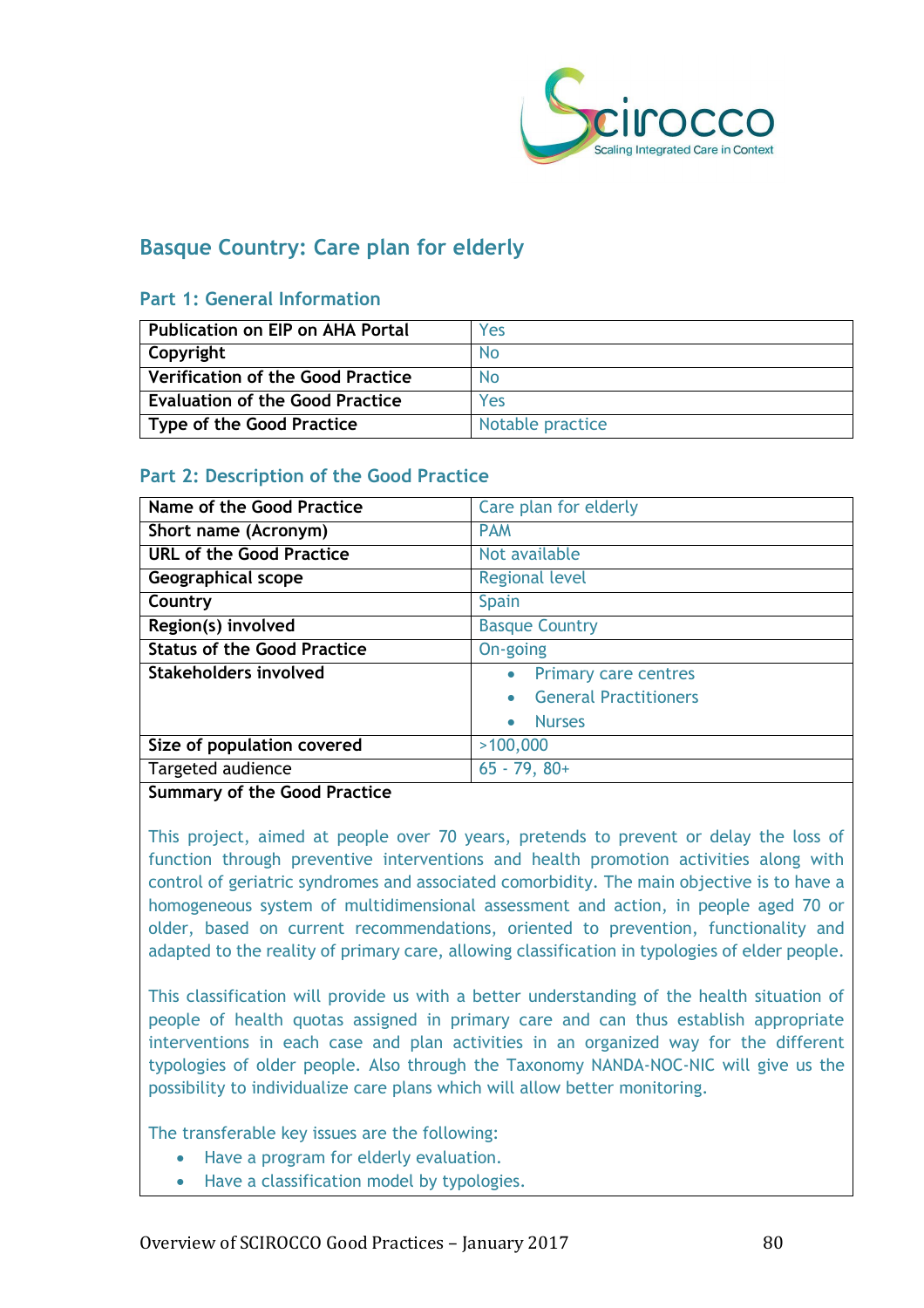## Basque Country: Care plan for elderly

### Part 1: General Information

| Publication on EIP on AHA Portal | Yes |
| --- | --- |
| Copyright | No |
| Verification of the Good Practice | No |
| Evaluation of the Good Practice | Yes |
| Type of the Good Practice | Notable practice |

### Part 2: Description of the Good Practice

| Name of the Good Practice | Care plan for elderly |
| --- | --- |
| Short name (Acronym) | PAM |
| URL of the Good Practice | Not available |
| Geographical scope | Regional level |
| Country | Spain |
| Region(s) involved | Basque Country |
| Status of the Good Practice | On-going |
| Stakeholders involved | • Primary care centres<br>• General Practitioners<br>• Nurses |
| Size of population covered | >100,000 |
| Targeted audience | 65 - 79, 80+ |

**Summary of the Good Practice**

This project, aimed at people over 70 years, pretends to prevent or delay the loss of function through preventive interventions and health promotion activities along with control of geriatric syndromes and associated comorbidity. The main objective is to have a homogeneous system of multidimensional assessment and action, in people aged 70 or older, based on current recommendations, oriented to prevention, functionality and adapted to the reality of primary care, allowing classification in typologies of elder people.

This classification will provide us with a better understanding of the health situation of people of health quotas assigned in primary care and can thus establish appropriate interventions in each case and plan activities in an organized way for the different typologies of older people. Also through the Taxonomy NANDA-NOC-NIC will give us the possibility to individualize care plans which will allow better monitoring.

The transferable key issues are the following:

- Have a program for elderly evaluation.
- Have a classification model by typologies.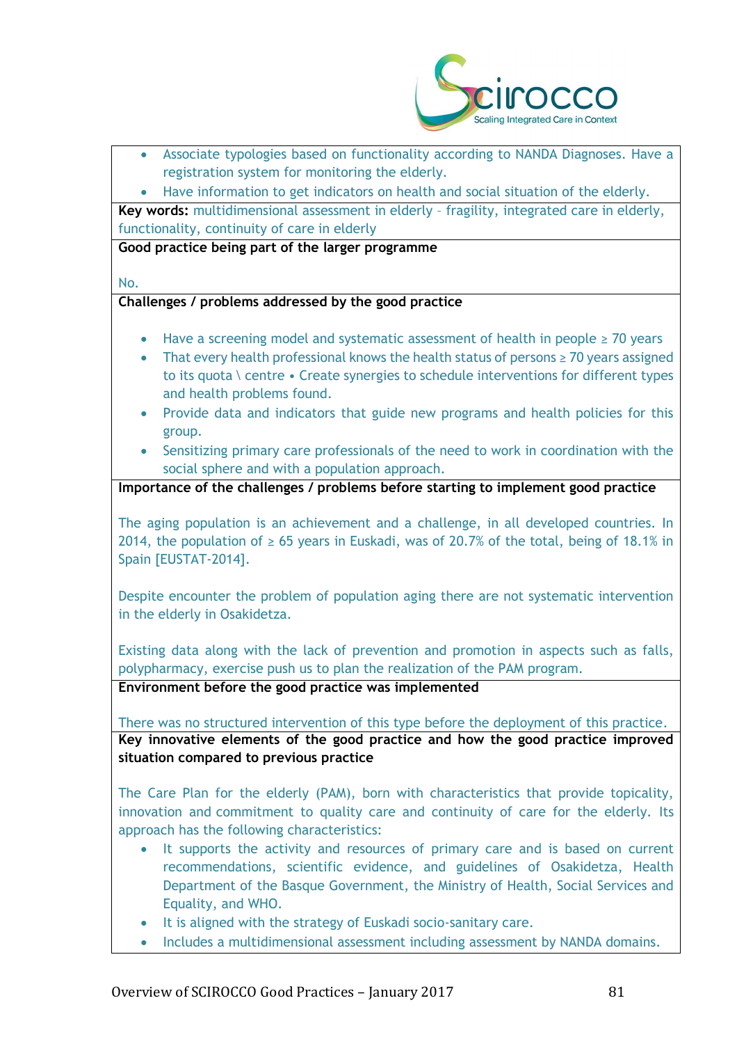- Associate typologies based on functionality according to NANDA Diagnoses. Have a registration system for monitoring the elderly.
- Have information to get indicators on health and social situation of the elderly.

**Key words:** multidimensional assessment in elderly – fragility, integrated care in elderly, functionality, continuity of care in elderly

**Good practice being part of the larger programme**

No.

**Challenges / problems addressed by the good practice**

- Have a screening model and systematic assessment of health in people ≥ 70 years
- That every health professional knows the health status of persons ≥ 70 years assigned to its quota \ centre • Create synergies to schedule interventions for different types and health problems found.
- Provide data and indicators that guide new programs and health policies for this group.
- Sensitizing primary care professionals of the need to work in coordination with the social sphere and with a population approach.

**Importance of the challenges / problems before starting to implement good practice**

The aging population is an achievement and a challenge, in all developed countries. In 2014, the population of ≥ 65 years in Euskadi, was of 20.7% of the total, being of 18.1% in Spain [EUSTAT-2014].

Despite encounter the problem of population aging there are not systematic intervention in the elderly in Osakidetza.

Existing data along with the lack of prevention and promotion in aspects such as falls, polypharmacy, exercise push us to plan the realization of the PAM program.

**Environment before the good practice was implemented**

There was no structured intervention of this type before the deployment of this practice.

**Key innovative elements of the good practice and how the good practice improved situation compared to previous practice**

The Care Plan for the elderly (PAM), born with characteristics that provide topicality, innovation and commitment to quality care and continuity of care for the elderly. Its approach has the following characteristics:

- It supports the activity and resources of primary care and is based on current recommendations, scientific evidence, and guidelines of Osakidetza, Health Department of the Basque Government, the Ministry of Health, Social Services and Equality, and WHO.
- It is aligned with the strategy of Euskadi socio-sanitary care.
- Includes a multidimensional assessment including assessment by NANDA domains.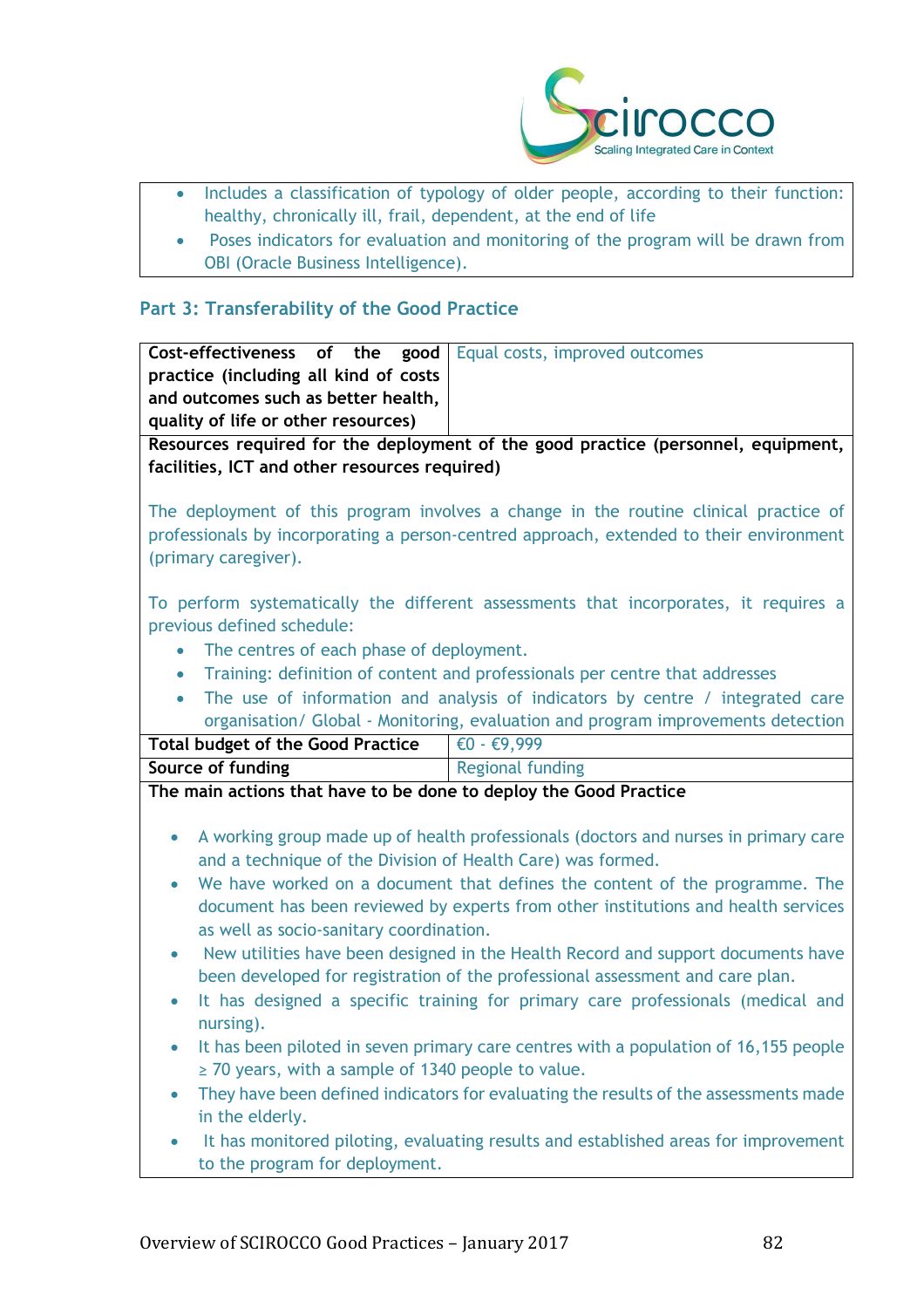- Includes a classification of typology of older people, according to their function: healthy, chronically ill, frail, dependent, at the end of life
- Poses indicators for evaluation and monitoring of the program will be drawn from OBI (Oracle Business Intelligence).

## Part 3: Transferability of the Good Practice

| **Cost-effectiveness of the good practice (including all kind of costs and outcomes such as better health, quality of life or other resources)** | Equal costs, improved outcomes |
|---|---|

**Resources required for the deployment of the good practice (personnel, equipment, facilities, ICT and other resources required)**

The deployment of this program involves a change in the routine clinical practice of professionals by incorporating a person-centred approach, extended to their environment (primary caregiver).

To perform systematically the different assessments that incorporates, it requires a previous defined schedule:

- The centres of each phase of deployment.
- Training: definition of content and professionals per centre that addresses
- The use of information and analysis of indicators by centre / integrated care organisation/ Global - Monitoring, evaluation and program improvements detection

| **Total budget of the Good Practice** | €0 - €9,999 |
|---|---|
| **Source of funding** | Regional funding |

**The main actions that have to be done to deploy the Good Practice**

- A working group made up of health professionals (doctors and nurses in primary care and a technique of the Division of Health Care) was formed.
- We have worked on a document that defines the content of the programme. The document has been reviewed by experts from other institutions and health services as well as socio-sanitary coordination.
- New utilities have been designed in the Health Record and support documents have been developed for registration of the professional assessment and care plan.
- It has designed a specific training for primary care professionals (medical and nursing).
- It has been piloted in seven primary care centres with a population of 16,155 people ≥ 70 years, with a sample of 1340 people to value.
- They have been defined indicators for evaluating the results of the assessments made in the elderly.
- It has monitored piloting, evaluating results and established areas for improvement to the program for deployment.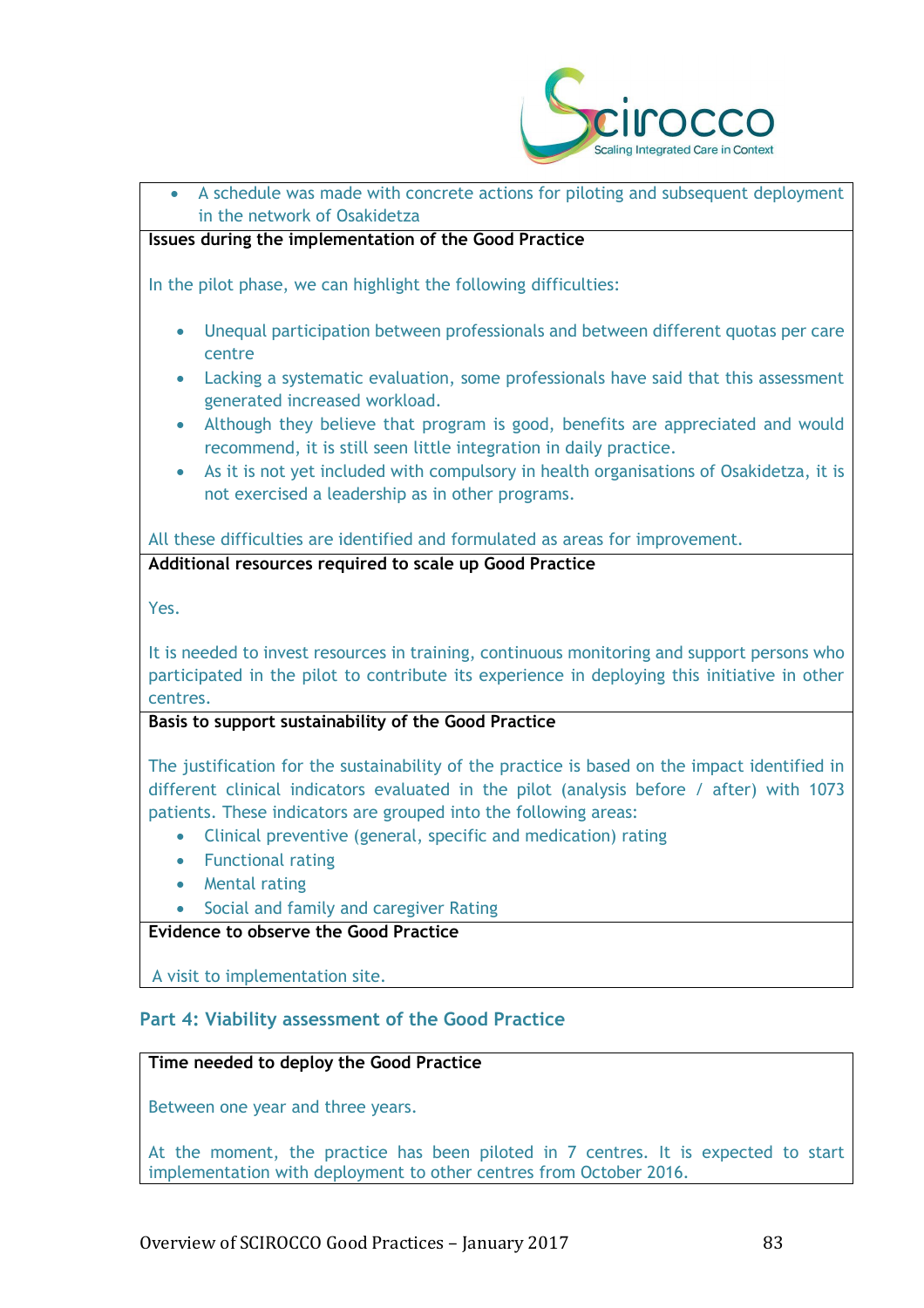- A schedule was made with concrete actions for piloting and subsequent deployment in the network of Osakidetza

**Issues during the implementation of the Good Practice**

In the pilot phase, we can highlight the following difficulties:

- Unequal participation between professionals and between different quotas per care centre
- Lacking a systematic evaluation, some professionals have said that this assessment generated increased workload.
- Although they believe that program is good, benefits are appreciated and would recommend, it is still seen little integration in daily practice.
- As it is not yet included with compulsory in health organisations of Osakidetza, it is not exercised a leadership as in other programs.

All these difficulties are identified and formulated as areas for improvement.

**Additional resources required to scale up Good Practice**

Yes.

It is needed to invest resources in training, continuous monitoring and support persons who participated in the pilot to contribute its experience in deploying this initiative in other centres.

**Basis to support sustainability of the Good Practice**

The justification for the sustainability of the practice is based on the impact identified in different clinical indicators evaluated in the pilot (analysis before / after) with 1073 patients. These indicators are grouped into the following areas:

- Clinical preventive (general, specific and medication) rating
- Functional rating
- Mental rating
- Social and family and caregiver Rating

**Evidence to observe the Good Practice**

A visit to implementation site.

## Part 4: Viability assessment of the Good Practice

**Time needed to deploy the Good Practice**

Between one year and three years.

At the moment, the practice has been piloted in 7 centres. It is expected to start implementation with deployment to other centres from October 2016.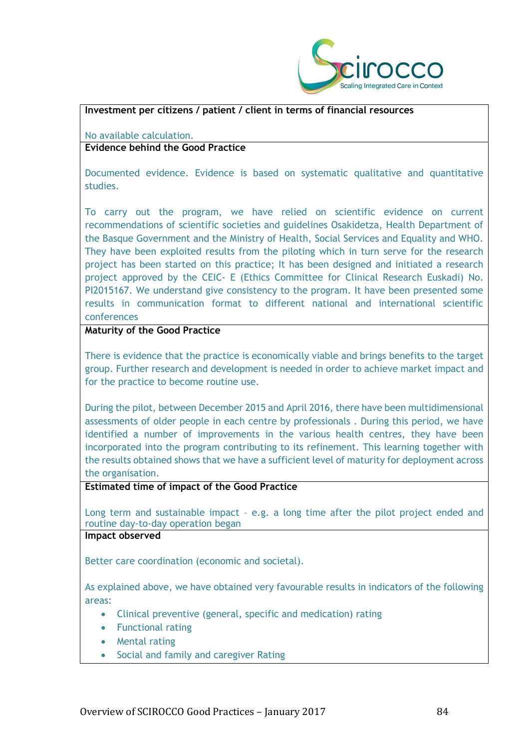**Investment per citizens / patient / client in terms of financial resources**

No available calculation.

**Evidence behind the Good Practice**

Documented evidence. Evidence is based on systematic qualitative and quantitative studies.

To carry out the program, we have relied on scientific evidence on current recommendations of scientific societies and guidelines Osakidetza, Health Department of the Basque Government and the Ministry of Health, Social Services and Equality and WHO. They have been exploited results from the piloting which in turn serve for the research project has been started on this practice; It has been designed and initiated a research project approved by the CEIC- E (Ethics Committee for Clinical Research Euskadi) No. PI2015167. We understand give consistency to the program. It have been presented some results in communication format to different national and international scientific conferences

**Maturity of the Good Practice**

There is evidence that the practice is economically viable and brings benefits to the target group. Further research and development is needed in order to achieve market impact and for the practice to become routine use.

During the pilot, between December 2015 and April 2016, there have been multidimensional assessments of older people in each centre by professionals . During this period, we have identified a number of improvements in the various health centres, they have been incorporated into the program contributing to its refinement. This learning together with the results obtained shows that we have a sufficient level of maturity for deployment across the organisation.

**Estimated time of impact of the Good Practice**

Long term and sustainable impact – e.g. a long time after the pilot project ended and routine day-to-day operation began

**Impact observed**

Better care coordination (economic and societal).

As explained above, we have obtained very favourable results in indicators of the following areas:

- Clinical preventive (general, specific and medication) rating
- Functional rating
- Mental rating
- Social and family and caregiver Rating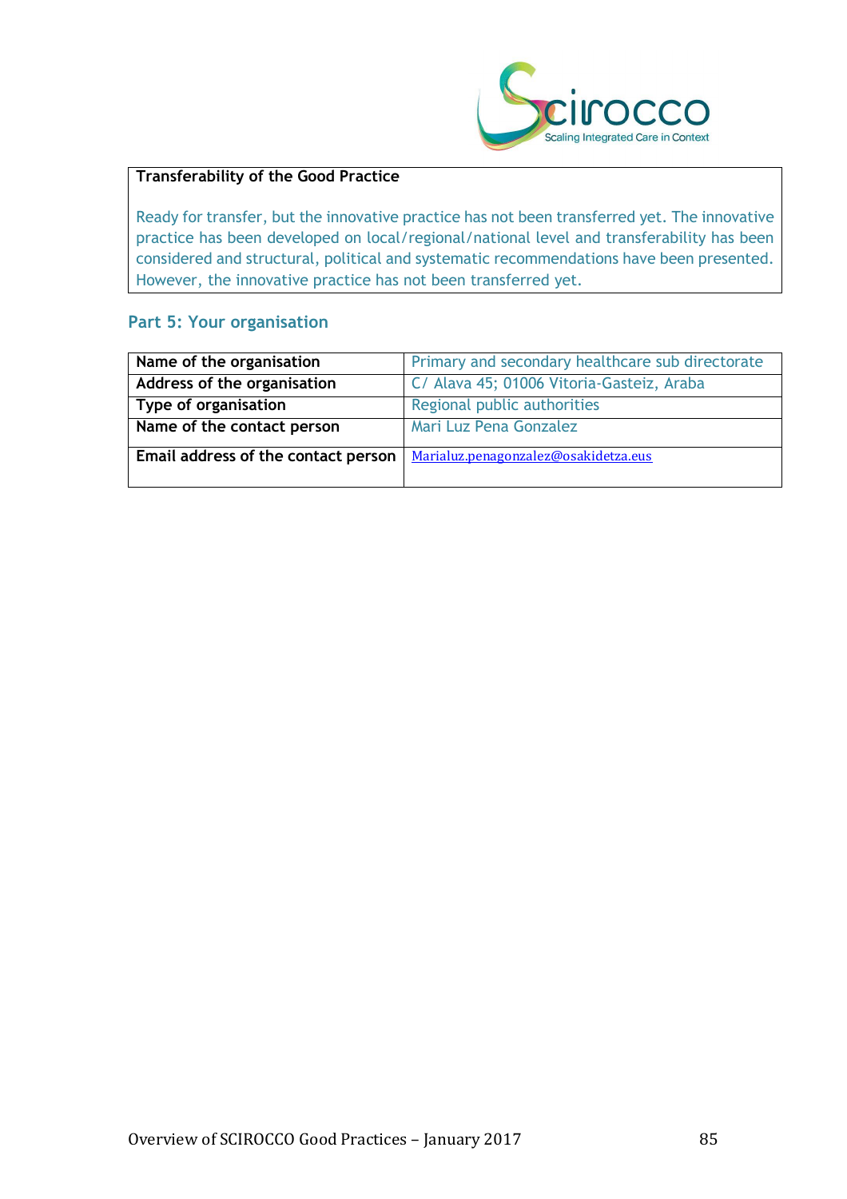| Transferability of the Good Practice |
|---|
| Ready for transfer, but the innovative practice has not been transferred yet. The innovative practice has been developed on local/regional/national level and transferability has been considered and structural, political and systematic recommendations have been presented. However, the innovative practice has not been transferred yet. |

## Part 5: Your organisation

| | |
|---|---|
| **Name of the organisation** | Primary and secondary healthcare sub directorate |
| **Address of the organisation** | C/ Alava 45; 01006 Vitoria-Gasteiz, Araba |
| **Type of organisation** | Regional public authorities |
| **Name of the contact person** | Mari Luz Pena Gonzalez |
| **Email address of the contact person** | Marialuz.penagonzalez@osakidetza.eus |